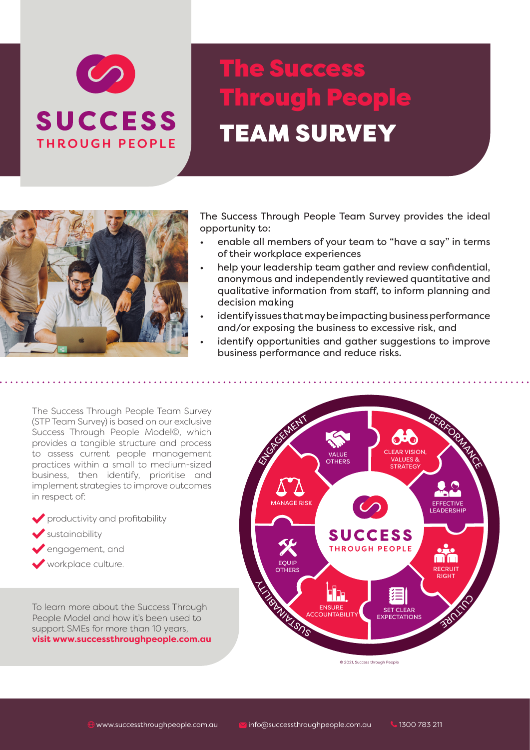# The Success Through People TEAM SURVEY

The Success Through People Team Survey provides the ideal opportunity to:

- enable all members of your team to "have a say" in terms of their workplace experiences
- help your leadership team gather and review confidential, anonymous and independently reviewed quantitative and qualitative information from staff, to inform planning and decision making
- identify issues that may be impacting business performance and/or exposing the business to excessive risk, and
- identify opportunities and gather suggestions to improve business performance and reduce risks.

The Success Through People Team Survey (STP Team Survey) is based on our exclusive Success Through People Model©, which provides a tangible structure and process to assess current people management practices within a small to medium-sized business, then identify, prioritise and implement strategies to improve outcomes in respect of:

- productivity and profitability
- sustainability
- engagement, and
- workplace culture.

To learn more about the Success Through People Model and how it's been used to support SMEs for more than 10 years, **visit www.successthroughpeople.com.au**

ENGAGEMENT · PERFORMANCE · CULTURE · SUSTAINABILITY

VALUE OTHERS · CLEAR VISION, VALUES & STRATEGY · EFFECTIVE LEADERSHIP · RECRUIT RIGHT · SET CLEAR EXPECTATIONS · ENSURE ACCOUNTABILITY · EQUIP OTHERS · MANAGE RISK

SUCCESS THROUGH PEOPLE

© 2021, Success through People

www.successthroughpeople.com.au · info@successthroughpeople.com.au · 1300 783 211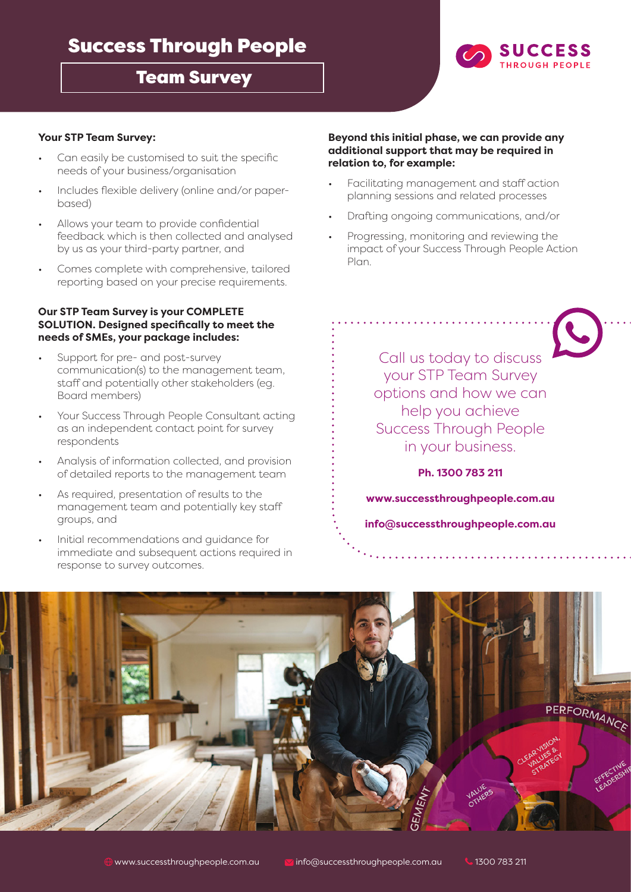# Success Through People

## Team Survey

**Your STP Team Survey:**

- Can easily be customised to suit the specific needs of your business/organisation
- Includes flexible delivery (online and/or paper-based)
- Allows your team to provide confidential feedback which is then collected and analysed by us as your third-party partner, and
- Comes complete with comprehensive, tailored reporting based on your precise requirements.

**Our STP Team Survey is your COMPLETE SOLUTION. Designed specifically to meet the needs of SMEs, your package includes:**

- Support for pre- and post-survey communication(s) to the management team, staff and potentially other stakeholders (eg. Board members)
- Your Success Through People Consultant acting as an independent contact point for survey respondents
- Analysis of information collected, and provision of detailed reports to the management team
- As required, presentation of results to the management team and potentially key staff groups, and
- Initial recommendations and guidance for immediate and subsequent actions required in response to survey outcomes.

**Beyond this initial phase, we can provide any additional support that may be required in relation to, for example:**

- Facilitating management and staff action planning sessions and related processes
- Drafting ongoing communications, and/or
- Progressing, monitoring and reviewing the impact of your Success Through People Action Plan.

Call us today to discuss your STP Team Survey options and how we can help you achieve Success Through People in your business.

**Ph. 1300 783 211**

**www.successthroughpeople.com.au**

**info@successthroughpeople.com.au**